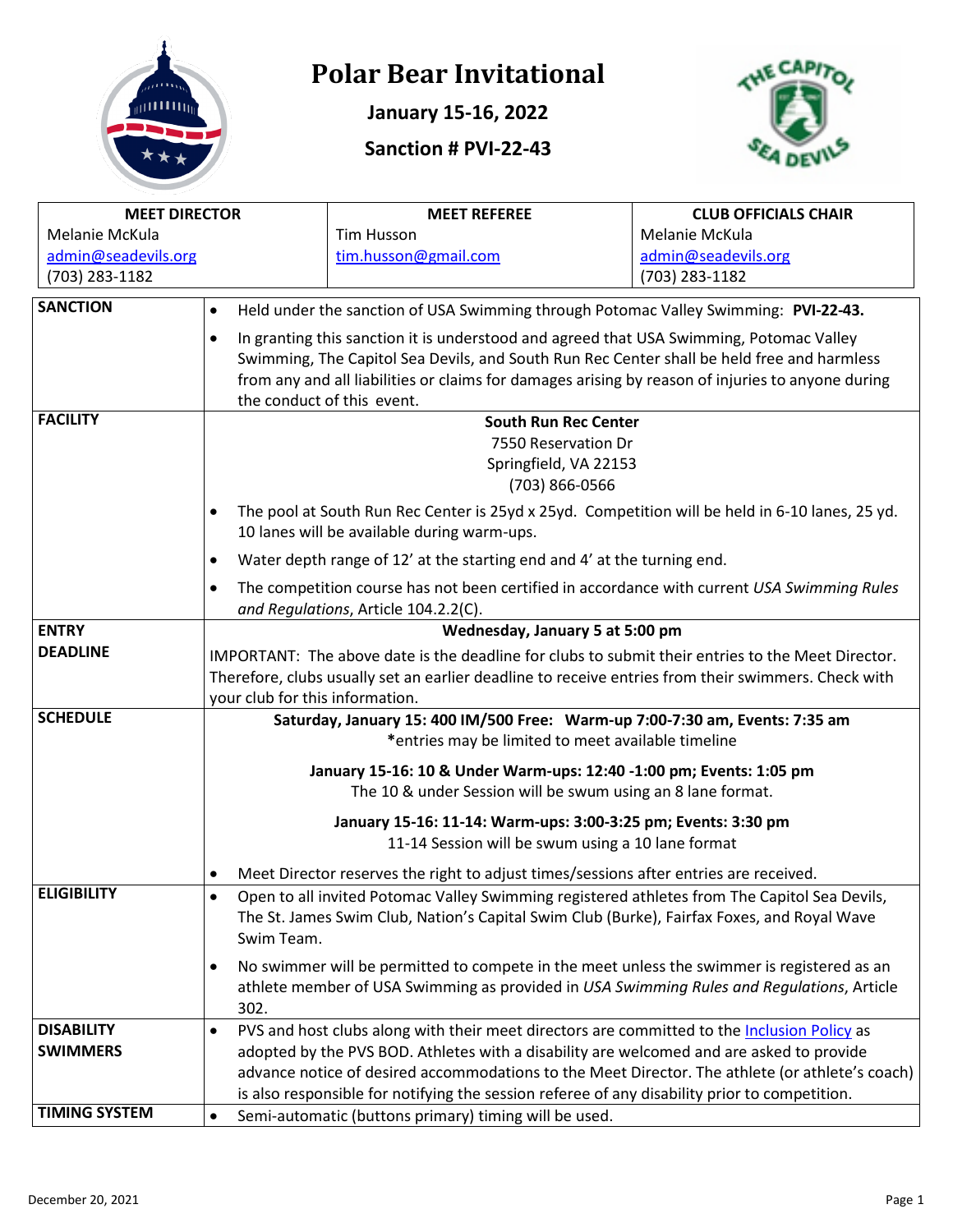# Polar Bear Invitational

**January 15-16, 2022**

**Sanction # PVI-22-43**

| MEET DIRECTOR | MEET REFEREE | CLUB OFFICIALS CHAIR |
|---|---|---|
| Melanie McKula<br>admin@seadevils.org<br>(703) 283-1182 | Tim Husson<br>tim.husson@gmail.com | Melanie McKula<br>admin@seadevils.org<br>(703) 283-1182 |

| | |
|---|---|
| **SANCTION** | • Held under the sanction of USA Swimming through Potomac Valley Swimming: **PVI-22-43.**<br>• In granting this sanction it is understood and agreed that USA Swimming, Potomac Valley Swimming, The Capitol Sea Devils, and South Run Rec Center shall be held free and harmless from any and all liabilities or claims for damages arising by reason of injuries to anyone during the conduct of this event. |
| **FACILITY** | **South Run Rec Center**<br>7550 Reservation Dr<br>Springfield, VA 22153<br>(703) 866-0566<br>• The pool at South Run Rec Center is 25yd x 25yd. Competition will be held in 6-10 lanes, 25 yd. 10 lanes will be available during warm-ups.<br>• Water depth range of 12' at the starting end and 4' at the turning end.<br>• The competition course has not been certified in accordance with current *USA Swimming Rules and Regulations*, Article 104.2.2(C). |
| **ENTRY DEADLINE** | **Wednesday, January 5 at 5:00 pm**<br>IMPORTANT: The above date is the deadline for clubs to submit their entries to the Meet Director. Therefore, clubs usually set an earlier deadline to receive entries from their swimmers. Check with your club for this information. |
| **SCHEDULE** | **Saturday, January 15: 400 IM/500 Free: Warm-up 7:00-7:30 am, Events: 7:35 am**<br>*entries may be limited to meet available timeline<br>**January 15-16: 10 & Under Warm-ups: 12:40 -1:00 pm; Events: 1:05 pm**<br>The 10 & under Session will be swum using an 8 lane format.<br>**January 15-16: 11-14: Warm-ups: 3:00-3:25 pm; Events: 3:30 pm**<br>11-14 Session will be swum using a 10 lane format<br>• Meet Director reserves the right to adjust times/sessions after entries are received. |
| **ELIGIBILITY** | • Open to all invited Potomac Valley Swimming registered athletes from The Capitol Sea Devils, The St. James Swim Club, Nation's Capital Swim Club (Burke), Fairfax Foxes, and Royal Wave Swim Team.<br>• No swimmer will be permitted to compete in the meet unless the swimmer is registered as an athlete member of USA Swimming as provided in *USA Swimming Rules and Regulations*, Article 302. |
| **DISABILITY SWIMMERS** | • PVS and host clubs along with their meet directors are committed to the Inclusion Policy as adopted by the PVS BOD. Athletes with a disability are welcomed and are asked to provide advance notice of desired accommodations to the Meet Director. The athlete (or athlete's coach) is also responsible for notifying the session referee of any disability prior to competition. |
| **TIMING SYSTEM** | • Semi-automatic (buttons primary) timing will be used. |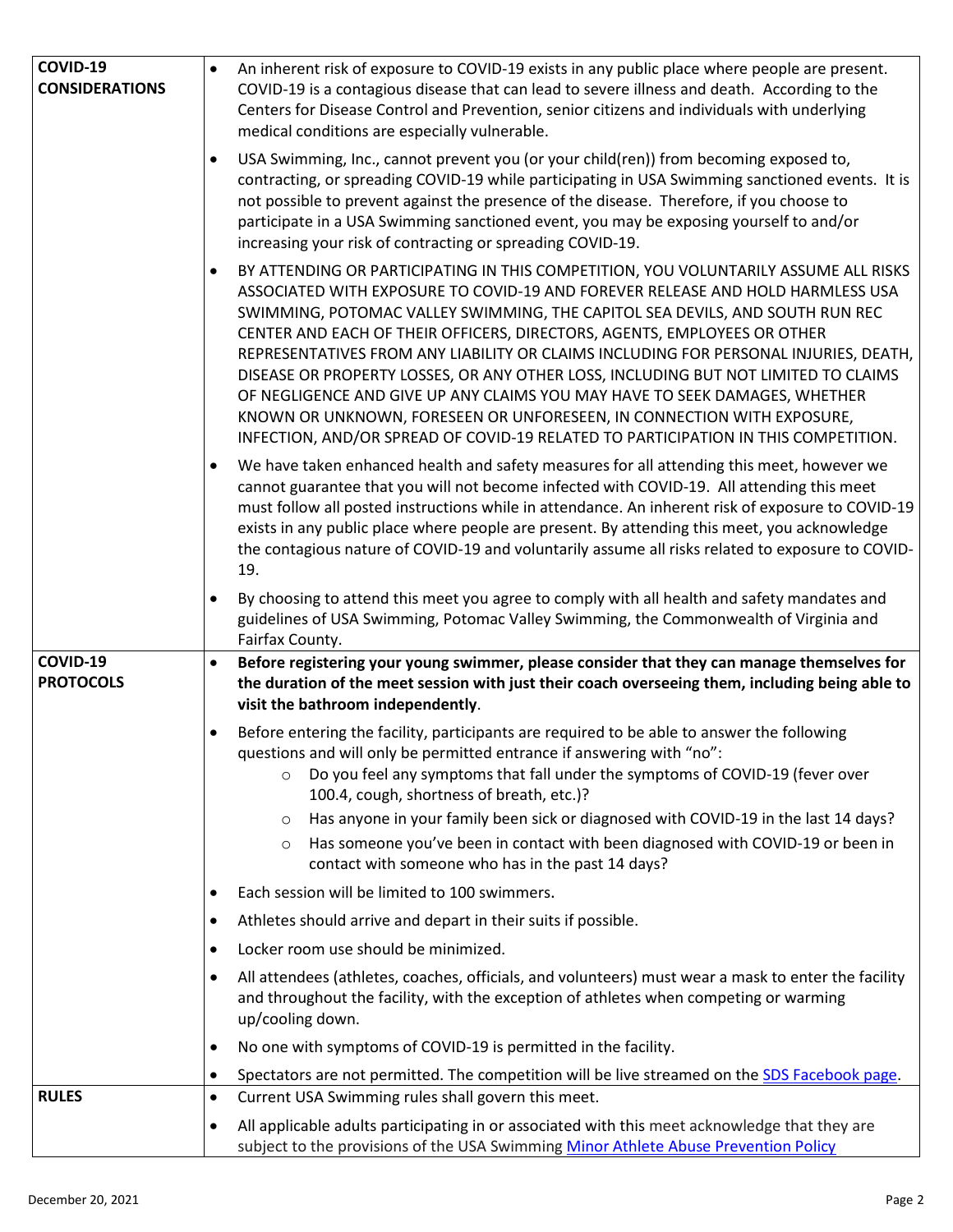| | |
|---|---|
| **COVID-19 CONSIDERATIONS** | • An inherent risk of exposure to COVID-19 exists in any public place where people are present. COVID-19 is a contagious disease that can lead to severe illness and death. According to the Centers for Disease Control and Prevention, senior citizens and individuals with underlying medical conditions are especially vulnerable.<br>• USA Swimming, Inc., cannot prevent you (or your child(ren)) from becoming exposed to, contracting, or spreading COVID-19 while participating in USA Swimming sanctioned events. It is not possible to prevent against the presence of the disease. Therefore, if you choose to participate in a USA Swimming sanctioned event, you may be exposing yourself to and/or increasing your risk of contracting or spreading COVID-19.<br>• BY ATTENDING OR PARTICIPATING IN THIS COMPETITION, YOU VOLUNTARILY ASSUME ALL RISKS ASSOCIATED WITH EXPOSURE TO COVID-19 AND FOREVER RELEASE AND HOLD HARMLESS USA SWIMMING, POTOMAC VALLEY SWIMMING, THE CAPITOL SEA DEVILS, AND SOUTH RUN REC CENTER AND EACH OF THEIR OFFICERS, DIRECTORS, AGENTS, EMPLOYEES OR OTHER REPRESENTATIVES FROM ANY LIABILITY OR CLAIMS INCLUDING FOR PERSONAL INJURIES, DEATH, DISEASE OR PROPERTY LOSSES, OR ANY OTHER LOSS, INCLUDING BUT NOT LIMITED TO CLAIMS OF NEGLIGENCE AND GIVE UP ANY CLAIMS YOU MAY HAVE TO SEEK DAMAGES, WHETHER KNOWN OR UNKNOWN, FORESEEN OR UNFORESEEN, IN CONNECTION WITH EXPOSURE, INFECTION, AND/OR SPREAD OF COVID-19 RELATED TO PARTICIPATION IN THIS COMPETITION.<br>• We have taken enhanced health and safety measures for all attending this meet, however we cannot guarantee that you will not become infected with COVID-19. All attending this meet must follow all posted instructions while in attendance. An inherent risk of exposure to COVID-19 exists in any public place where people are present. By attending this meet, you acknowledge the contagious nature of COVID-19 and voluntarily assume all risks related to exposure to COVID-19.<br>• By choosing to attend this meet you agree to comply with all health and safety mandates and guidelines of USA Swimming, Potomac Valley Swimming, the Commonwealth of Virginia and Fairfax County. |
| **COVID-19 PROTOCOLS** | • **Before registering your young swimmer, please consider that they can manage themselves for the duration of the meet session with just their coach overseeing them, including being able to visit the bathroom independently**.<br>• Before entering the facility, participants are required to be able to answer the following questions and will only be permitted entrance if answering with "no":<br>  ○ Do you feel any symptoms that fall under the symptoms of COVID-19 (fever over 100.4, cough, shortness of breath, etc.)?<br>  ○ Has anyone in your family been sick or diagnosed with COVID-19 in the last 14 days?<br>  ○ Has someone you've been in contact with been diagnosed with COVID-19 or been in contact with someone who has in the past 14 days?<br>• Each session will be limited to 100 swimmers.<br>• Athletes should arrive and depart in their suits if possible.<br>• Locker room use should be minimized.<br>• All attendees (athletes, coaches, officials, and volunteers) must wear a mask to enter the facility and throughout the facility, with the exception of athletes when competing or warming up/cooling down.<br>• No one with symptoms of COVID-19 is permitted in the facility.<br>• Spectators are not permitted. The competition will be live streamed on the SDS Facebook page. |
| **RULES** | • Current USA Swimming rules shall govern this meet.<br>• All applicable adults participating in or associated with this meet acknowledge that they are subject to the provisions of the USA Swimming Minor Athlete Abuse Prevention Policy |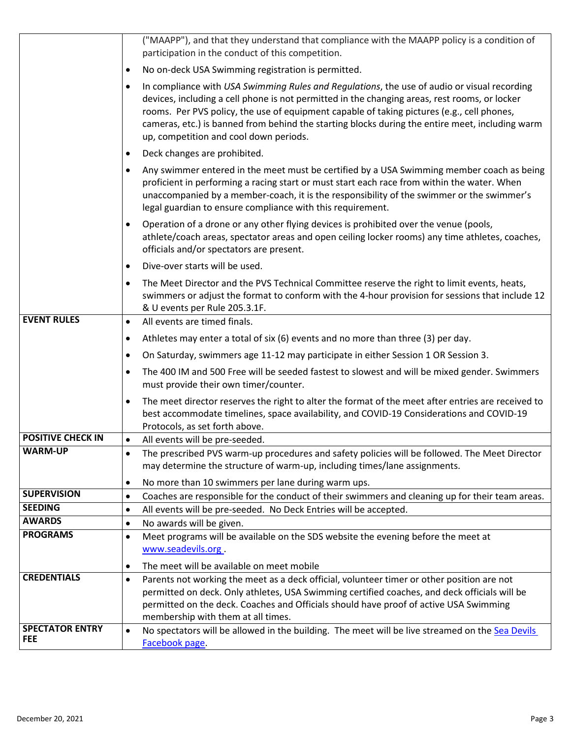| | |
|---|---|
| | ("MAAPP"), and that they understand that compliance with the MAAPP policy is a condition of participation in the conduct of this competition.<br>• No on-deck USA Swimming registration is permitted.<br>• In compliance with *USA Swimming Rules and Regulations*, the use of audio or visual recording devices, including a cell phone is not permitted in the changing areas, rest rooms, or locker rooms. Per PVS policy, the use of equipment capable of taking pictures (e.g., cell phones, cameras, etc.) is banned from behind the starting blocks during the entire meet, including warm up, competition and cool down periods.<br>• Deck changes are prohibited.<br>• Any swimmer entered in the meet must be certified by a USA Swimming member coach as being proficient in performing a racing start or must start each race from within the water. When unaccompanied by a member-coach, it is the responsibility of the swimmer or the swimmer's legal guardian to ensure compliance with this requirement.<br>• Operation of a drone or any other flying devices is prohibited over the venue (pools, athlete/coach areas, spectator areas and open ceiling locker rooms) any time athletes, coaches, officials and/or spectators are present.<br>• Dive-over starts will be used.<br>• The Meet Director and the PVS Technical Committee reserve the right to limit events, heats, swimmers or adjust the format to conform with the 4-hour provision for sessions that include 12 & U events per Rule 205.3.1F. |
| **EVENT RULES** | • All events are timed finals.<br>• Athletes may enter a total of six (6) events and no more than three (3) per day.<br>• On Saturday, swimmers age 11-12 may participate in either Session 1 OR Session 3.<br>• The 400 IM and 500 Free will be seeded fastest to slowest and will be mixed gender. Swimmers must provide their own timer/counter.<br>• The meet director reserves the right to alter the format of the meet after entries are received to best accommodate timelines, space availability, and COVID-19 Considerations and COVID-19 Protocols, as set forth above. |
| **POSITIVE CHECK IN** | • All events will be pre-seeded. |
| **WARM-UP** | • The prescribed PVS warm-up procedures and safety policies will be followed. The Meet Director may determine the structure of warm-up, including times/lane assignments.<br>• No more than 10 swimmers per lane during warm ups. |
| **SUPERVISION** | • Coaches are responsible for the conduct of their swimmers and cleaning up for their team areas. |
| **SEEDING** | • All events will be pre-seeded. No Deck Entries will be accepted. |
| **AWARDS** | • No awards will be given. |
| **PROGRAMS** | • Meet programs will be available on the SDS website the evening before the meet at www.seadevils.org .<br>• The meet will be available on meet mobile |
| **CREDENTIALS** | • Parents not working the meet as a deck official, volunteer timer or other position are not permitted on deck. Only athletes, USA Swimming certified coaches, and deck officials will be permitted on the deck. Coaches and Officials should have proof of active USA Swimming membership with them at all times. |
| **SPECTATOR ENTRY FEE** | • No spectators will be allowed in the building. The meet will be live streamed on the Sea Devils Facebook page. |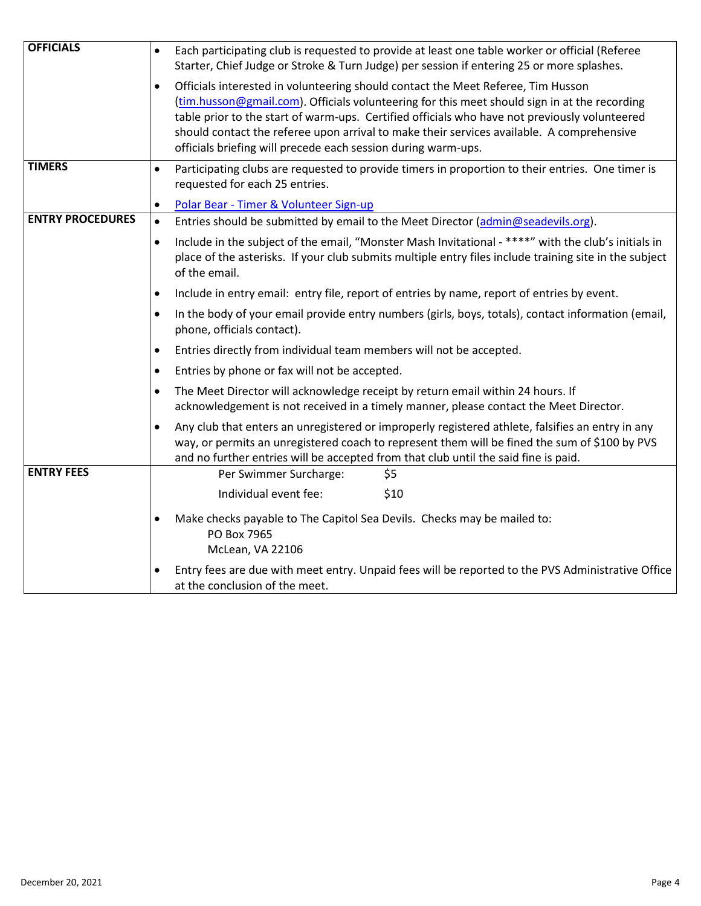| | |
|---|---|
| **OFFICIALS** | • Each participating club is requested to provide at least one table worker or official (Referee Starter, Chief Judge or Stroke & Turn Judge) per session if entering 25 or more splashes.<br>• Officials interested in volunteering should contact the Meet Referee, Tim Husson (tim.husson@gmail.com). Officials volunteering for this meet should sign in at the recording table prior to the start of warm-ups. Certified officials who have not previously volunteered should contact the referee upon arrival to make their services available. A comprehensive officials briefing will precede each session during warm-ups. |
| **TIMERS** | • Participating clubs are requested to provide timers in proportion to their entries. One timer is requested for each 25 entries.<br>• Polar Bear - Timer & Volunteer Sign-up |
| **ENTRY PROCEDURES** | • Entries should be submitted by email to the Meet Director (admin@seadevils.org).<br>• Include in the subject of the email, "Monster Mash Invitational - ****" with the club's initials in place of the asterisks. If your club submits multiple entry files include training site in the subject of the email.<br>• Include in entry email: entry file, report of entries by name, report of entries by event.<br>• In the body of your email provide entry numbers (girls, boys, totals), contact information (email, phone, officials contact).<br>• Entries directly from individual team members will not be accepted.<br>• Entries by phone or fax will not be accepted.<br>• The Meet Director will acknowledge receipt by return email within 24 hours. If acknowledgement is not received in a timely manner, please contact the Meet Director.<br>• Any club that enters an unregistered or improperly registered athlete, falsifies an entry in any way, or permits an unregistered coach to represent them will be fined the sum of $100 by PVS and no further entries will be accepted from that club until the said fine is paid. |
| **ENTRY FEES** | Per Swimmer Surcharge: $5<br>Individual event fee: $10<br>• Make checks payable to The Capitol Sea Devils. Checks may be mailed to:<br>PO Box 7965<br>McLean, VA 22106<br>• Entry fees are due with meet entry. Unpaid fees will be reported to the PVS Administrative Office at the conclusion of the meet. |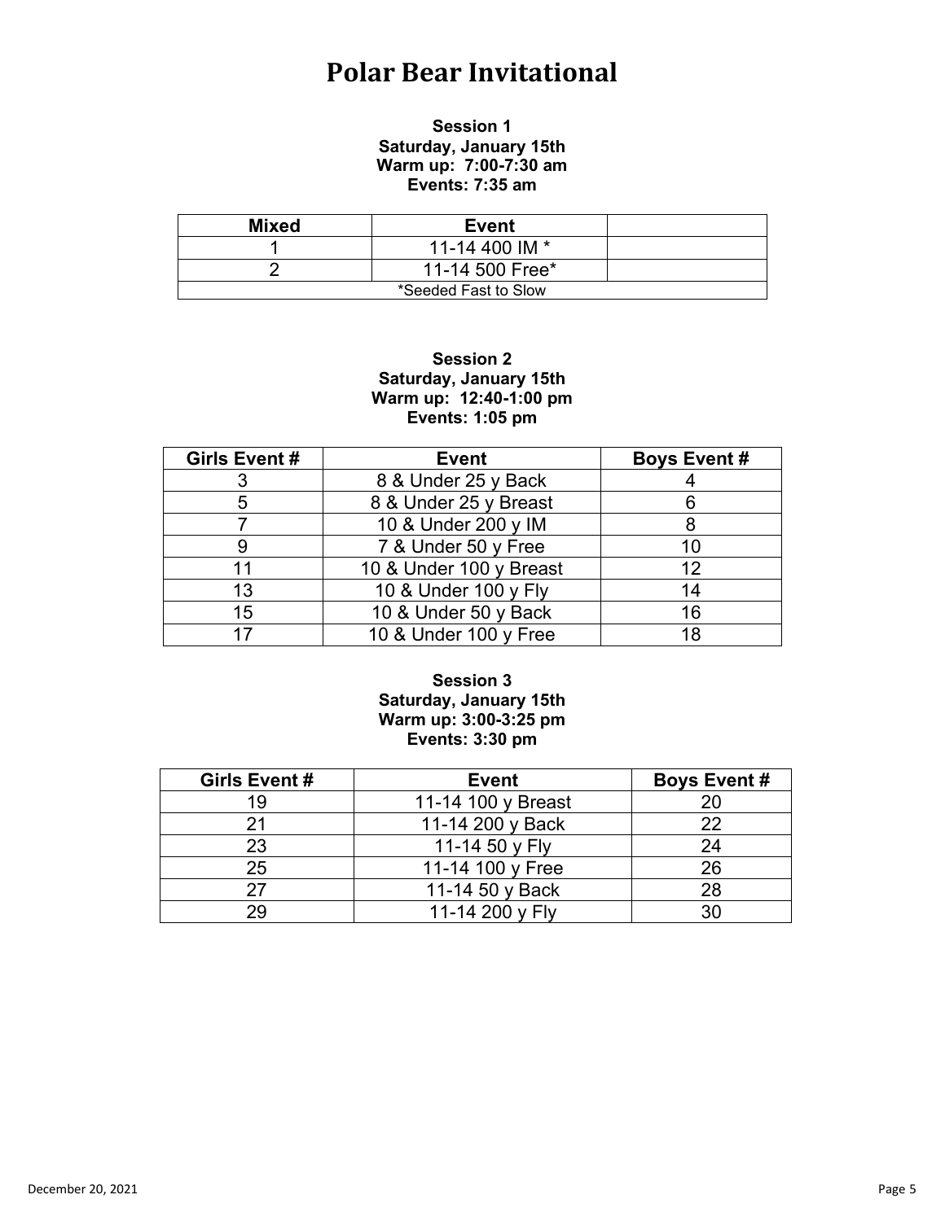# Polar Bear Invitational

**Session 1**
**Saturday, January 15th**
**Warm up: 7:00-7:30 am**
**Events: 7:35 am**

| Mixed | Event | |
|---|---|---|
| 1 | 11-14 400 IM * | |
| 2 | 11-14 500 Free* | |
| *Seeded Fast to Slow | | |

**Session 2**
**Saturday, January 15th**
**Warm up: 12:40-1:00 pm**
**Events: 1:05 pm**

| Girls Event # | Event | Boys Event # |
|---|---|---|
| 3 | 8 & Under 25 y Back | 4 |
| 5 | 8 & Under 25 y Breast | 6 |
| 7 | 10 & Under 200 y IM | 8 |
| 9 | 7 & Under 50 y Free | 10 |
| 11 | 10 & Under 100 y Breast | 12 |
| 13 | 10 & Under 100 y Fly | 14 |
| 15 | 10 & Under 50 y Back | 16 |
| 17 | 10 & Under 100 y Free | 18 |

**Session 3**
**Saturday, January 15th**
**Warm up: 3:00-3:25 pm**
**Events: 3:30 pm**

| Girls Event # | Event | Boys Event # |
|---|---|---|
| 19 | 11-14 100 y Breast | 20 |
| 21 | 11-14 200 y Back | 22 |
| 23 | 11-14 50 y Fly | 24 |
| 25 | 11-14 100 y Free | 26 |
| 27 | 11-14 50 y Back | 28 |
| 29 | 11-14 200 y Fly | 30 |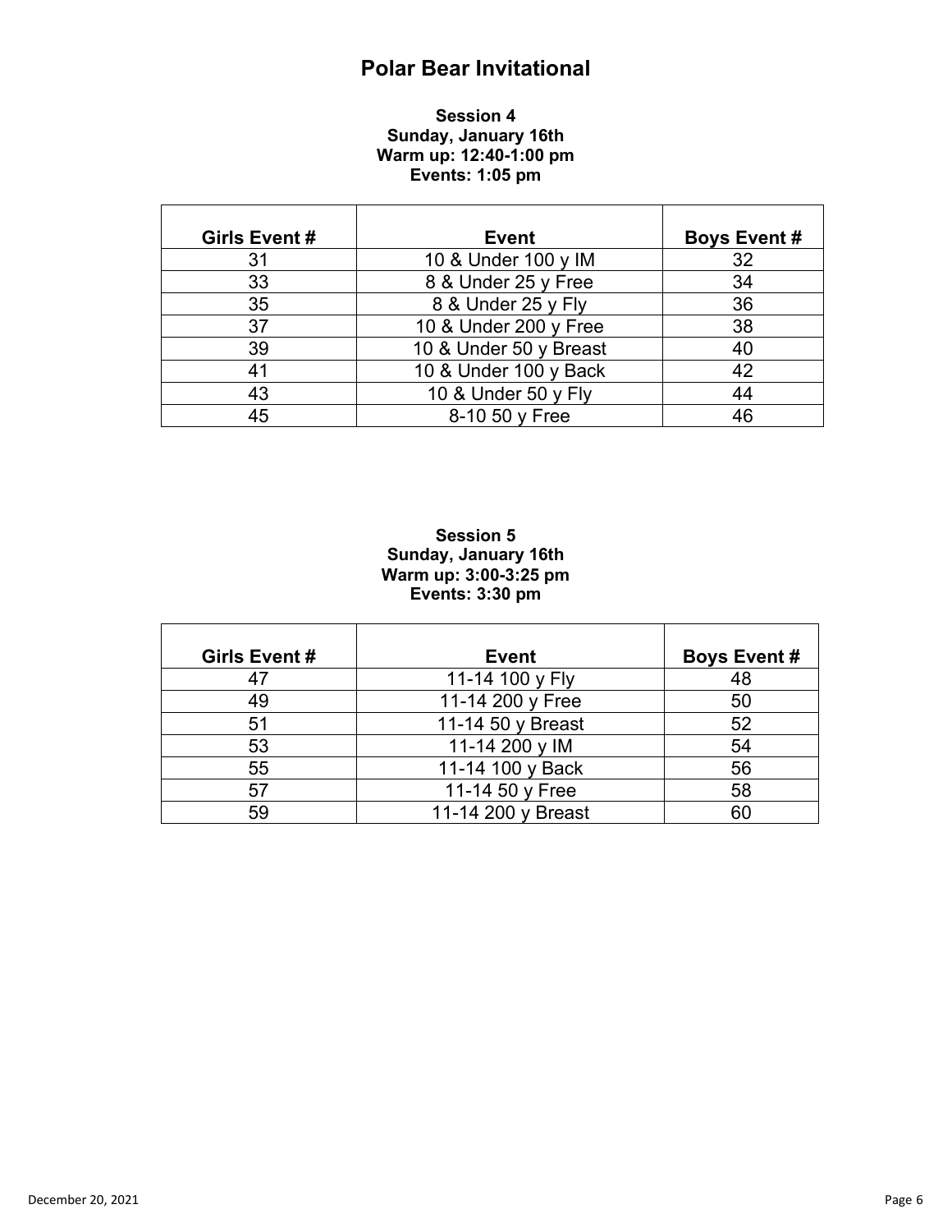# Polar Bear Invitational

**Session 4**
**Sunday, January 16th**
**Warm up: 12:40-1:00 pm**
**Events: 1:05 pm**

| Girls Event # | Event | Boys Event # |
|---|---|---|
| 31 | 10 & Under 100 y IM | 32 |
| 33 | 8 & Under 25 y Free | 34 |
| 35 | 8 & Under 25 y Fly | 36 |
| 37 | 10 & Under 200 y Free | 38 |
| 39 | 10 & Under 50 y Breast | 40 |
| 41 | 10 & Under 100 y Back | 42 |
| 43 | 10 & Under 50 y Fly | 44 |
| 45 | 8-10 50 y Free | 46 |

**Session 5**
**Sunday, January 16th**
**Warm up: 3:00-3:25 pm**
**Events: 3:30 pm**

| Girls Event # | Event | Boys Event # |
|---|---|---|
| 47 | 11-14 100 y Fly | 48 |
| 49 | 11-14 200 y Free | 50 |
| 51 | 11-14 50 y Breast | 52 |
| 53 | 11-14 200 y IM | 54 |
| 55 | 11-14 100 y Back | 56 |
| 57 | 11-14 50 y Free | 58 |
| 59 | 11-14 200 y Breast | 60 |